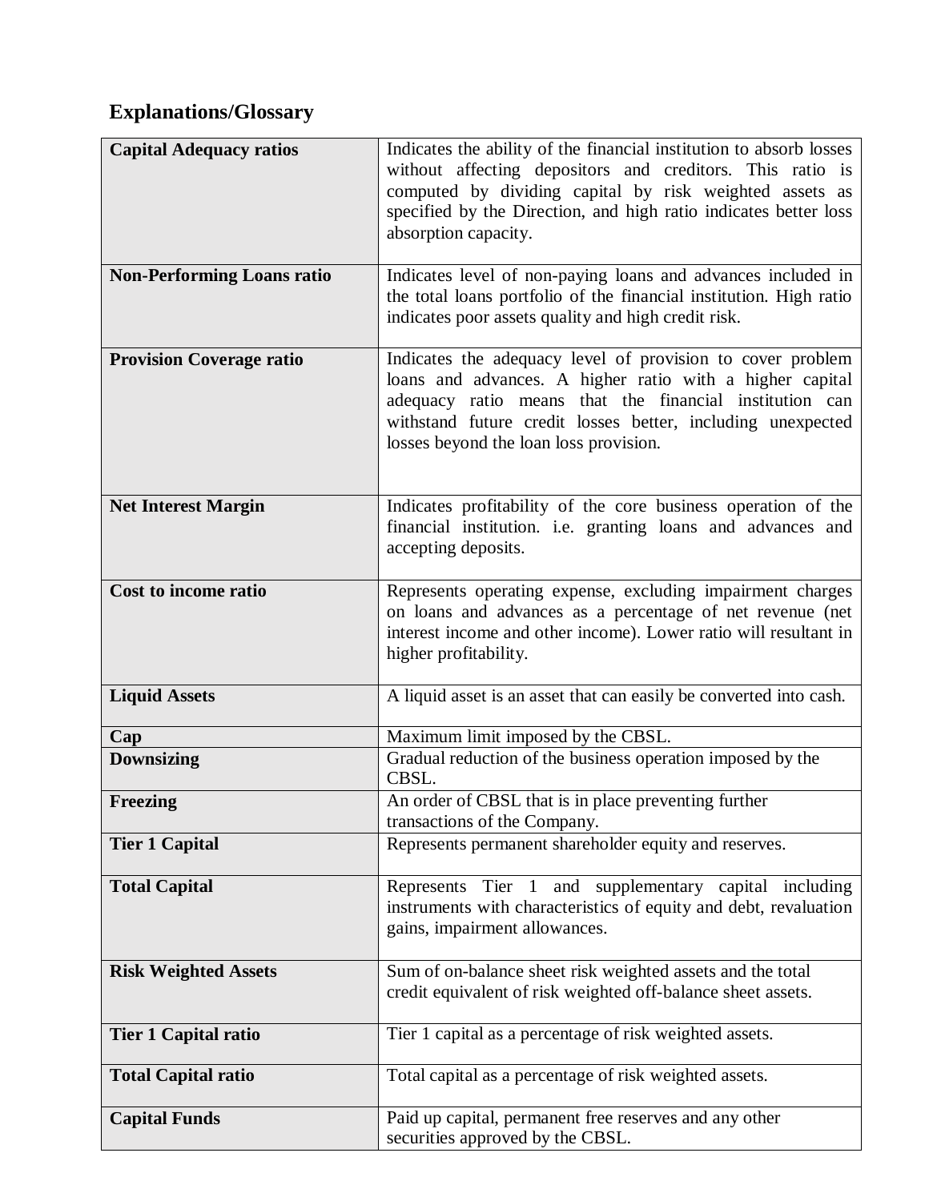## Explanations/Glossary

| | |
|---|---|
| **Capital Adequacy ratios** | Indicates the ability of the financial institution to absorb losses without affecting depositors and creditors. This ratio is computed by dividing capital by risk weighted assets as specified by the Direction, and high ratio indicates better loss absorption capacity. |
| **Non-Performing Loans ratio** | Indicates level of non-paying loans and advances included in the total loans portfolio of the financial institution. High ratio indicates poor assets quality and high credit risk. |
| **Provision Coverage ratio** | Indicates the adequacy level of provision to cover problem loans and advances. A higher ratio with a higher capital adequacy ratio means that the financial institution can withstand future credit losses better, including unexpected losses beyond the loan loss provision. |
| **Net Interest Margin** | Indicates profitability of the core business operation of the financial institution. i.e. granting loans and advances and accepting deposits. |
| **Cost to income ratio** | Represents operating expense, excluding impairment charges on loans and advances as a percentage of net revenue (net interest income and other income). Lower ratio will resultant in higher profitability. |
| **Liquid Assets** | A liquid asset is an asset that can easily be converted into cash. |
| **Cap** | Maximum limit imposed by the CBSL. |
| **Downsizing** | Gradual reduction of the business operation imposed by the CBSL. |
| **Freezing** | An order of CBSL that is in place preventing further transactions of the Company. |
| **Tier 1 Capital** | Represents permanent shareholder equity and reserves. |
| **Total Capital** | Represents Tier 1 and supplementary capital including instruments with characteristics of equity and debt, revaluation gains, impairment allowances. |
| **Risk Weighted Assets** | Sum of on-balance sheet risk weighted assets and the total credit equivalent of risk weighted off-balance sheet assets. |
| **Tier 1 Capital ratio** | Tier 1 capital as a percentage of risk weighted assets. |
| **Total Capital ratio** | Total capital as a percentage of risk weighted assets. |
| **Capital Funds** | Paid up capital, permanent free reserves and any other securities approved by the CBSL. |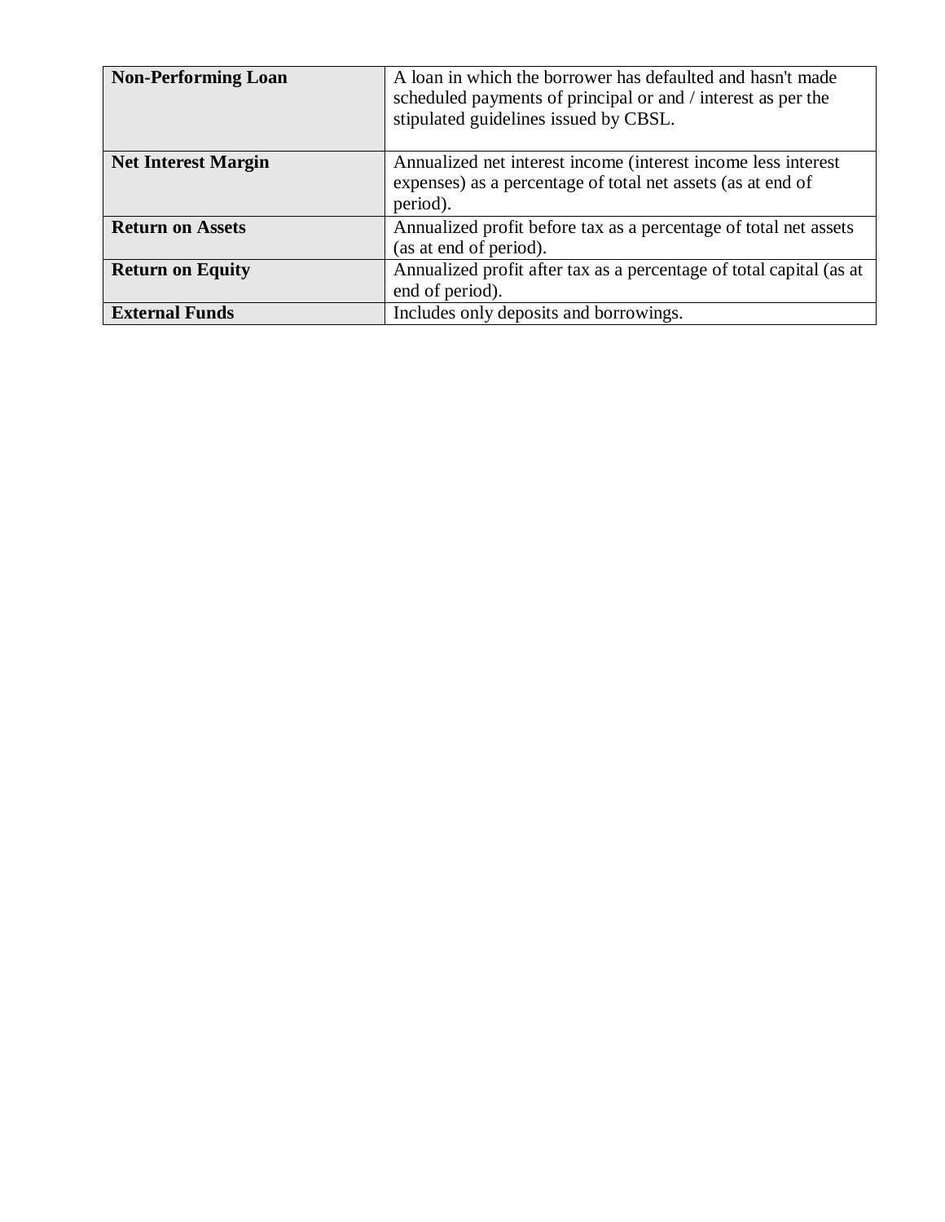| | |
|---|---|
| **Non-Performing Loan** | A loan in which the borrower has defaulted and hasn't made scheduled payments of principal or and / interest as per the stipulated guidelines issued by CBSL. |
| **Net Interest Margin** | Annualized net interest income (interest income less interest expenses) as a percentage of total net assets (as at end of period). |
| **Return on Assets** | Annualized profit before tax as a percentage of total net assets (as at end of period). |
| **Return on Equity** | Annualized profit after tax as a percentage of total capital (as at end of period). |
| **External Funds** | Includes only deposits and borrowings. |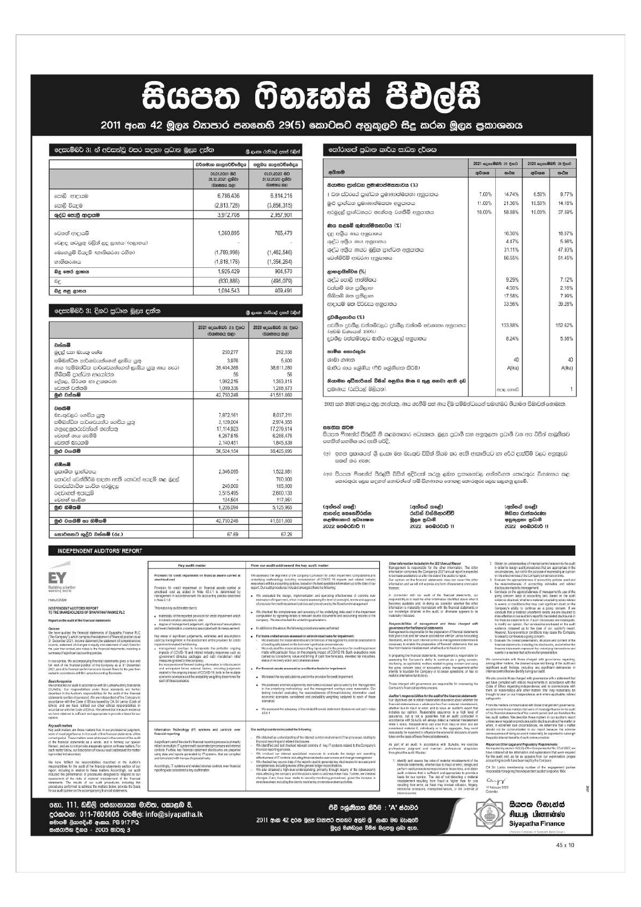# සියපත ෆිනෑන්ස් පීඑල්සී

## 2011 අංක 42 මූල්‍ය ව්‍යාපාර පනතෙහි 29(5) කොටසට අනුකූලව සිදු කරන මූල්‍ය ප්‍රකාශනය

### දෙසැම්බර් 31 න් අවසන්වූ වසර සඳහා ප්‍රධාන මූල්‍ය දත්ත

ශ්‍රී ලංකා රුපියල් දහස් වලින්

| | වර්තමාන කාලපරිච්ඡේදය | පසුගිය කාලපරිච්ඡේදය |
|---|---|---|
| | 01.01.2021 සිට 31.12.2021 දක්වා (විගණනය කළ) | 01.01.2020 සිට 31.12.2020 දක්වා (විගණනය කළ) |
| පොලී ආදායම | 6,786,436 | 6,814,216 |
| පොලී වියදම | (2,813,728) | (3,856,315) |
| **ශුද්ධ පොලී ආදායම** | **3,972,708** | **2,957,901** |
| වෙනත් ආදායම් | 1,360,895 | 765,479 |
| ලේඛන ගතකිරීම වලින් ලද ලාභය / (අලාභය) | - | - |
| මෙහෙයුම් වියදම් (හානිකරණ රහිත) | (1,789,998) | (1,462,546) |
| හානිකරණය | (1,618,176) | (1,356,264) |
| **බදු පෙර ලාභය** | **1,925,429** | **904,570** |
| බදු | (830,886) | (495,079) |
| **බදු පසු ලාභය** | **1,094,543** | **409,491** |

### දෙසැම්බර් 31 දිනට ප්‍රධාන මූල්‍ය දත්ත

ශ්‍රී ලංකා රුපියල් දහස් වලින්

| | 2021 දෙසැම්බර් 31 දිනට (විගණනය කළ) | 2020 දෙසැම්බර් 31 දිනට (විගණනය කළ) |
|---|---|---|
| **වත්කම්** | | |
| මුදල් සහ බැංකු ශේෂ | 210,277 | 292,336 |
| සම්බන්ධිත පාර්ශවයන්ගෙන් ලැබිය යුතු | 3,976 | 5,600 |
| ණය (සම්බන්ධිත පාර්ශවයන්ගෙන් ලැබිය යුතු ණය හැර) | 39,404,388 | 38,611,280 |
| හිමිකම් ප්‍රාග්ධන ආයෝජන | 56 | 56 |
| දේපළ, පිරියත හා උපකරණ | 1,902,215 | 1,353,815 |
| වෙනත් වත්කම් | 1,099,336 | 1,288,873 |
| **මුළු වත්කම්** | **42,750,248** | **41,551,960** |
| **වගකීම්** | | |
| බැංකුවලට ගෙවිය යුතු | 7,872,161 | 8,037,211 |
| සම්බන්ධිත පාර්ශවයන්ට ගෙවිය යුතු | 3,129,004 | 2,974,355 |
| ගනුදෙනුකරුවන්ගේ තැන්පතු | 17,114,923 | 17,279,614 |
| වෙනත් ණය ගැනීම් | 6,267,615 | 6,248,478 |
| වෙනත් බැරකම් | 2,140,451 | 1,845,839 |
| **මුළු වගකීම්** | **36,524,154** | **36,425,895** |
| **හිමිකම** | | |
| ප්‍රකාශිත ප්‍රාග්ධනය | 2,346,055 | 1,522,361 |
| කොටස් නිකුත්කිරීම සඳහා ඇති කොටස් අයදුම් කළ මුදල් | - | 700,000 |
| ව්‍යවස්ථාපිත සංචිත අරමුදල | 240,000 | 185,000 |
| රඳවාගත් ඉපැයුම් | 3,515,495 | 2,600,133 |
| වෙනත් සංචිත | 124,504 | 117,351 |
| **මුළු හිමිකම** | **6,226,094** | **5,125,865** |
| **මුළු වගකීම් සහ හිමිකම්** | **42,750,248** | **41,551,960** |
| **කොටසකට ශුද්ධ වත්කම් (රු.)** | **67.69** | **67.26** |

### තෝරාගත් ප්‍රධාන කාර්ය සාධන දර්ශක

| අයිතමය | 2021 දෙසැම්බර් 31 දිනට | | 2020 දෙසැම්බර් 31 දිනට | |
|---|---|---|---|---|
| | අවශ්‍යය | සත්‍ය | අවශ්‍යය | සත්‍ය |
| **නියාමන ප්‍රාග්ධන ප්‍රමාණාත්මකභාවය (%)** | | | | |
| 1 වන ස්ථරයේ ප්‍රාග්ධන ප්‍රමාණාත්මකතා අනුපාතය | 7.00% | 14.74% | 6.50% | 9.77% |
| මුළු ප්‍රාග්ධන ප්‍රමාණාත්මකතා අනුපාතය | 11.00% | 21.36% | 10.50% | 14.16% |
| අරමුදල් ප්‍රාග්ධනයට සාපේක්ෂව වගකීම් අනුපාතය | 10.00% | 58.88% | 10.00% | 37.59% |
| **ණය සඳහා ගුණාත්මකභාවය (%)** | | | | |
| දළ අක්‍රිය ණය අනුපාතය | | 16.30% | | 18.97% |
| ශුද්ධ අක්‍රිය ණය අනුපාතය | | 4.47% | | 5.98% |
| ශුද්ධ අක්‍රිය ණයට මූලික ප්‍රාග්ධන අනුපාතය | | 31.11% | | 47.93% |
| වෙන්කිරීම් ආවරණ අනුපාතය | | 56.55% | | 61.45% |
| **ලාභදායීත්වය (%)** | | | | |
| ශුද්ධ පොලී ආන්තිකය | | 9.29% | | 7.12% |
| වත්කම් මත ප්‍රතිලාභ | | 4.50% | | 2.16% |
| හිමිකම් මත ප්‍රතිලාභ | | 17.58% | | 7.99% |
| ආදායම් මත පිරිවැය අනුපාතය | | 33.56% | | 39.28% |
| **ද්‍රවශීලතාවය (%)** | | | | |
| පවතින ද්‍රවශීල වත්කම්වලට ද්‍රවශීල වත්කම් අවශ්‍යතා අනුපාතය (අවම වශයෙන් 100%) | | 133.88% | | 152.62% |
| ද්‍රවශීල වත්කම්වලට සාපේක්ෂ මුළු වත්කම් අනුපාතය | | 8.24% | | 5.58% |
| **සාමාන්‍ය තොරතුරු** | | | | |
| ශාඛා ගණන | | 40 | | 40 |
| ණයවර ශ්‍රේණිගත කිරීම (ෆිච් ශ්‍රේණිගත කිරීම) | | A(lka) | | A(lka) |
| **නියාමන අධිකාරියක් විසින් පසුගිය මාස 6 තුළ පනවා ඇති දඩ** | | | | |
| ප්‍රමාණය (රුපියල් මිලියන) | | අදාළ නොවේ | | 1 |

2021 සහ 2020 කාලය තුළ තැන්පතු, ණය ගැනීම් සහ ණය දීම් සම්බන්ධයෙන් සමාගමට නියාමන සීමාවන් පනවා නොමැත.

### සහතික කිරීම

සියපත ෆිනෑන්ස් පීඑල්සී හි කළමනාකාර අධ්‍යක්ෂක, මූල්‍ය ප්‍රධානී සහ අනුකූලතා ප්‍රධානී වන අප විසින් සාමූහිකව පහතින් සහතික කර ඇති පරිදි,

(අ) ඉහත ප්‍රකාශයන් ශ්‍රී ලංකා මහ බැංකුව විසින් නියම කර ඇති ආකෘතියට සහ අර්ථ දැක්වීම් වලට අනුකූලව සකස් කර ඇත;

(ආ) සියපත ෆිනෑන්ස් පීඑල්සී විසින් ඉදිරිපත් කරනු ලබන ප්‍රකාශනයෙහි අන්තර්ගත තොරතුරු විගණනය කළ තොරතුරු ලෙස හෝ විගණනය නොකළ තොරතුරු ලෙස සලකුණු කළ යුතුය.

| | | |
|---|---|---|
| (අත්සන් කළේ) | (අත්සන් කළේ) | (අත්සන් කළේ) |
| ආනන්ද සෙනෙවිරත්න | රුවන් වන්නිආරච්චි | මහින්ද රාජකරුණා |
| කළමනාකාර අධ්‍යක්ෂක | මූල්‍ය ප්‍රධානී | අනුකූලතා ප්‍රධානී |
| 2022 පෙබරවාරි 11 | 2022 පෙබරවාරි 11 | 2022 පෙබරවාරි 11 |

## INDEPENDENT AUDITORS' REPORT

EY — Building a better working world

### INDEPENDENT AUDITORS REPORT TO THE SHAREHOLDERS OF SIYAPATHA FINANCE PLC

**Report on the audit of the financial statements**

*Opinion*

We have audited the financial statements of Siyapatha Finance PLC ("the Company"), which comprise the statement of financial position as at 31 December 2021, income statement, the statement of comprehensive income, statement of changes in equity and statement of cash flows for the year then ended, and notes to the financial statements, including a summary of significant accounting policies.

In our opinion, the accompanying financial statements give a true and fair view of the financial position of the Company as at 31 December 2021, and of its financial performance and its cash flows for the year then ended in accordance with Sri Lanka Accounting Standards.

*Basis for opinion*

*Key audit matters*

| Key audit matter | How our audit addressed the key audit matter |
|---|---|
| Provision for credit impairment on financial assets carried at amortised cost | |
| Information Technology (IT) systems and controls over financial reporting | Our audit procedures included the following: |

*Other information included in the 2021 Annual Report*

*Responsibilities of management and those charged with governance for the financial statements*

*Auditor's responsibilities for the audit of the financial statements*

*Report on Other Legal and Regulatory Requirements*

As required by section 163 (2) of the Companies Act No. 07 of 2007, we have obtained all the information and explanations that were required for the audit and, as far as appears from our examination, proper accounting records have been kept by the Company.

11 February 2022
Colombo

---

නො. 111, ඩඩ්ලි සේනානායක මාවත, කොළඹ 8.
දුරකථන: 011-7605605 ඊමේල්: info@siyapatha.lk
සමාගම ලියාපදිංචි අංකය: PB 917 PQ
සංස්ථාපිත දිනය - 2005 මාර්තු 3

ෆිච් ශ්‍රේණිගත කිරීම : 'A' ස්ථාවර

2011 අංක 42 දරන මූල්‍ය ව්‍යාපාර පනත යටතේ ශ්‍රී ලංකා මහ බැංකුවේ මුදල් මණ්ඩලය විසින් බලපත්‍ර ලබා ඇත.

සියපත ෆිනෑන්ස් | சியபத பினான்ஸ் | Siyapatha Finance
(A fully owned subsidiary of Sampath Bank PLC)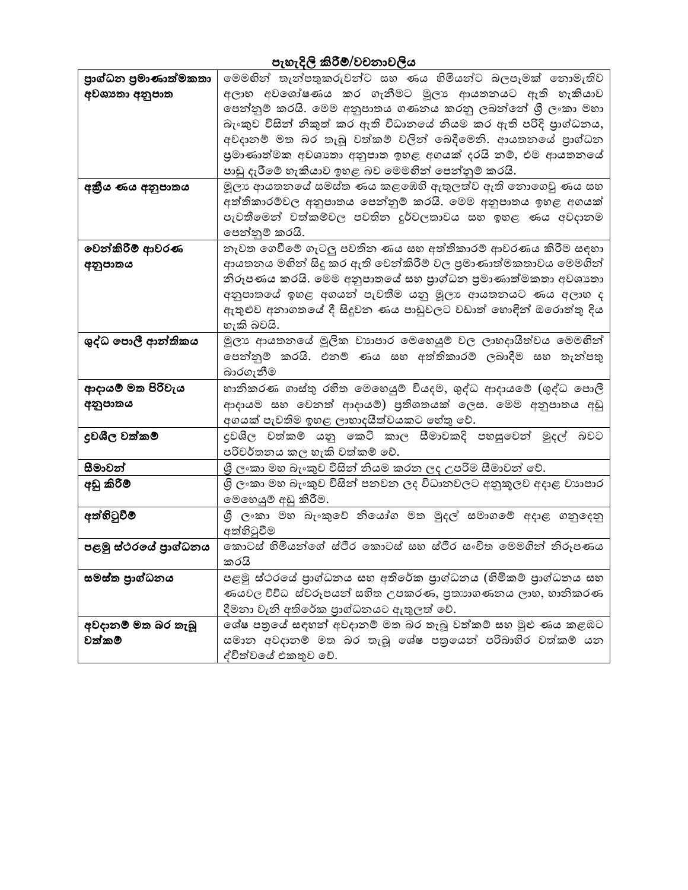## පැහැදිලි කිරීම්/වචනාවලිය

| | |
|---|---|
| **ප්‍රාග්ධන ප්‍රමාණාත්මකතා අවශ්‍යතා අනුපාත** | මෙමගින් තැන්පතුකරුවන්ට සහ ණය හිමියන්ට බලපෑමක් නොමැතිව අලාභ අවශෝෂණය කර ගැනීමට මූල්‍ය ආයතනයට ඇති හැකියාව පෙන්නුම් කරයි. මෙම අනුපාතය ගණනය කරනු ලබන්නේ ශ්‍රී ලංකා මහා බැංකුව විසින් නිකුත් කර ඇති විධානයේ නියම කර ඇති පරිදි ප්‍රාග්ධනය, අවදානම් මත බර තැබූ වත්කම් වලින් බෙදීමෙනි. ආයතනයේ ප්‍රාග්ධන ප්‍රමාණාත්මක අවශ්‍යතා අනුපාත ඉහළ අගයක් දරයි නම්, එම ආයතනයේ පාඩු දැරීමේ හැකියාව ඉහළ බව මෙමගින් පෙන්නුම් කරයි. |
| **අක්‍රිය ණය අනුපාතය** | මූල්‍ය ආයතනයේ සමස්ත ණය කළඹෙහි ඇතුලත්ව ඇති නොගෙවූ ණය සහ අත්තිකාරම්වල අනුපාතය පෙන්නුම් කරයි. මෙම අනුපාතය ඉහළ අගයක් පැවතීමෙන් වත්කම්වල පවතින දුර්වලතාවය සහ ඉහළ ණය අවදානම පෙන්නුම් කරයි. |
| **වෙන්කිරීම් ආවරණ අනුපාතය** | නැවත ගෙවීමේ ගැටලු පවතින ණය සහ අත්තිකාරම් ආවරණය කිරීම සඳහා ආයතනය මඟින් සිදු කර ඇති වෙන්කිරීම් වල ප්‍රමාණාත්මකතාවය මෙමගින් නිරූපණය කරයි. මෙම අනුපාතයේ සහ ප්‍රාග්ධන ප්‍රමාණාත්මකතා අවශ්‍යතා අනුපාතයේ ඉහළ අගයන් පැවතීම යනු මූල්‍ය ආයතනයට ණය අලාභ ද ඇතුළුව අනාගතයේ දී සිදුවන ණය පාඩුවලට වඩාත් හොඳින් ඔරොත්තු දිය හැකි බවයි. |
| **ශුද්ධ පොලී ආන්තිකය** | මූල්‍ය ආයතනයේ මූලික ව්‍යාපාර මෙහෙයුම් වල ලාභදායීත්වය මෙමගින් පෙන්නුම් කරයි. එනම් ණය සහ අත්තිකාරම් ලබාදීම සහ තැන්පතු බාරගැනීම |
| **ආදායම් මත පිරිවැය අනුපාතය** | හානිකරණ ගාස්තු රහිත මෙහෙයුම් වියදම, ශුද්ධ ආදායමේ (ශුද්ධ පොලී ආදායම සහ වෙනත් ආදායම්) ප්‍රතිශතයක් ලෙස. මෙම අනුපාතය අඩු අගයක් පැවතිම ඉහළ ලාභාදයීත්වයකට හේතු වේ. |
| **ද්‍රවශීල වත්කම්** | ද්‍රවශීල වත්කම් යනු කෙටි කාල සීමාවකදී පහසුවෙන් මුදල් බවට පරිවර්තනය කල හැකි වත්කම් වේ. |
| **සීමාවන්** | ශ්‍රී ලංකා මහ බැංකුව විසින් නියම කරන ලද උපරිම සීමාවන් වේ. |
| **අඩු කිරීම** | ශ්‍රී ලංකා මහ බැංකුව විසින් පනවන ලද විධානවලට අනුකූලව අදාළ ව්‍යාපාර මෙහෙයුම් අඩු කිරීම. |
| **අත්හිටුවීම්** | ශ්‍රී ලංකා මහ බැංකුවේ නියෝග මත මුදල් සමාගමේ අදාළ ගනුදෙනු අත්හිටුවීම |
| **පළමු ස්ථරයේ ප්‍රාග්ධනය** | කොටස් හිමියන්ගේ ස්ථිර කොටස් සහ ස්ථිර සංචිත මෙමගින් නිරූපණය කරයි |
| **සමස්ත ප්‍රාග්ධනය** | පළමු ස්ථරයේ ප්‍රාග්ධනය සහ අතිරේක ප්‍රාග්ධනය (හිමිකම් ප්‍රාග්ධනය සහ ණයවල විවිධ ස්වරූපයන් සහිත උපකරණ, ප්‍රත්‍යාගණනය ලාභ, හානිකරණ දීමනා වැනි අතිරේක ප්‍රාග්ධනයට ඇතුලත් වේ. |
| **අවදානම් මත බර තැබූ වත්කම්** | ශේෂ පත්‍රයේ සඳහන් අවදානම් මත බර තැබූ වත්කම් සහ මුළු ණය කළඹට සමාන අවදානම් මත බර තැබූ ශේෂ පත්‍රයෙන් පරිබාහිර වත්කම් යන ද්විත්වයේ එකතුව වේ. |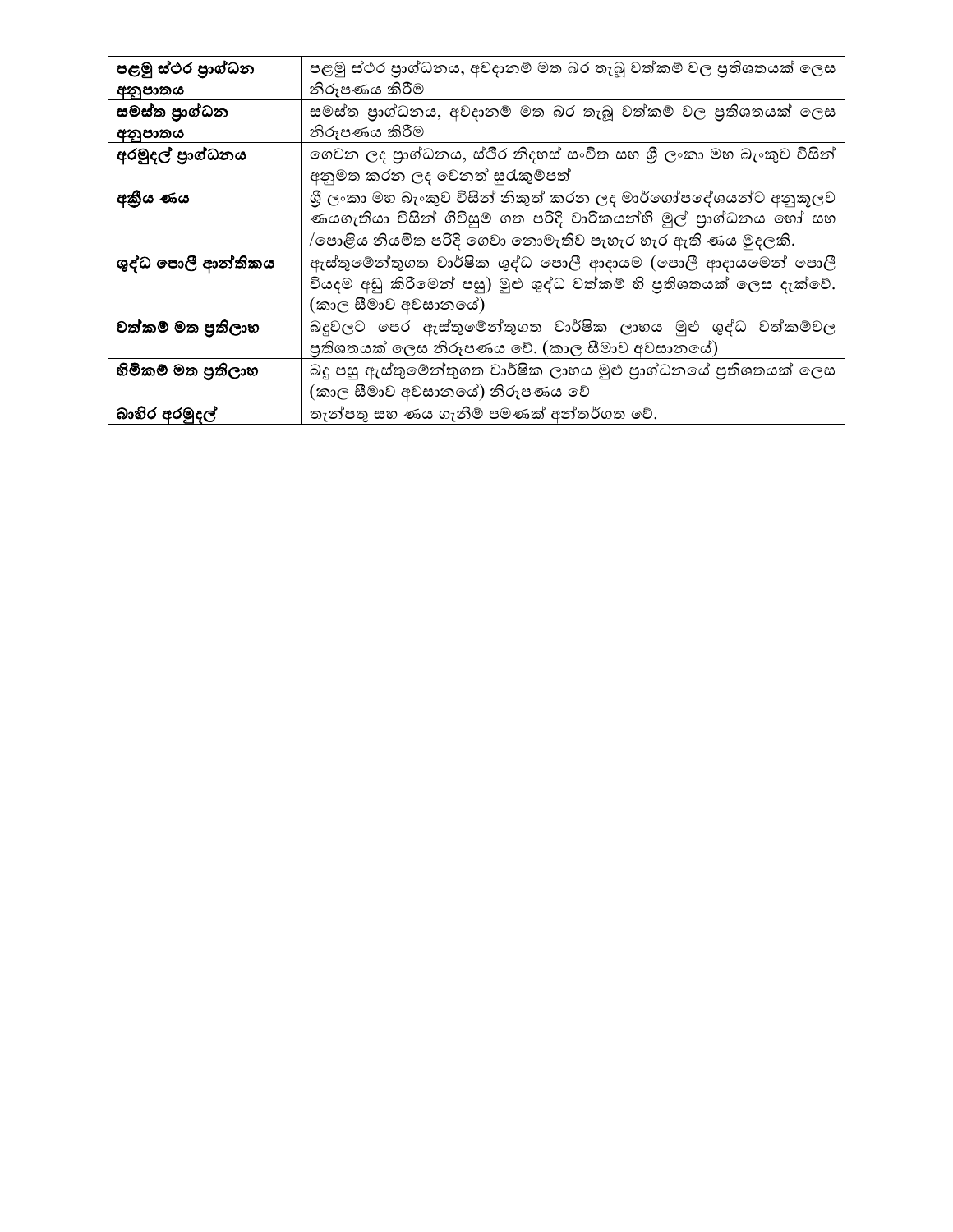| | |
|---|---|
| **පළමු ස්ථර ප්‍රාග්ධන අනුපාතය** | පළමු ස්ථර ප්‍රාග්ධනය, අවදානම් මත බර තැබූ වත්කම් වල ප්‍රතිශතයක් ලෙස නිරූපණය කිරීම |
| **සමස්ත ප්‍රාග්ධන අනුපාතය** | සමස්ත ප්‍රාග්ධනය, අවදානම් මත බර තැබූ වත්කම් වල ප්‍රතිශතයක් ලෙස නිරූපණය කිරීම |
| **අරමුදල් ප්‍රාග්ධනය** | ගෙවන ලද ප්‍රාග්ධනය, ස්ථිර නිදහස් සංචිත සහ ශ්‍රී ලංකා මහ බැංකුව විසින් අනුමත කරන ලද වෙනත් සුරැකුම්පත් |
| **අක්‍රීය ණය** | ශ්‍රී ලංකා මහ බැංකුව විසින් නිකුත් කරන ලද මාර්ගෝපදේශයන්ට අනුකූලව ණයගැතියා විසින් ගිවිසුම් ගත පරිදි වාරිකයන්හි මුල් ප්‍රාග්ධනය හෝ සහ /පොළිය නියමිත පරිදි ගෙවා නොමැතිව පැහැර හැර ඇති ණය මුදලකි. |
| **ශුද්ධ පොලී ආන්තිකය** | ඇස්තුමේන්තුගත වාර්ෂික ශුද්ධ පොලී ආදායම (පොලී ආදායමෙන් පොලී වියදම අඩු කිරීමෙන් පසු) මුළු ශුද්ධ වත්කම් හි ප්‍රතිශතයක් ලෙස දැක්වේ. (කාල සීමාව අවසානයේ) |
| **වත්කම් මත ප්‍රතිලාභ** | බදුවලට පෙර ඇස්තුමේන්තුගත වාර්ෂික ලාභය මුළු ශුද්ධ වත්කම්වල ප්‍රතිශතයක් ලෙස නිරූපණය වේ. (කාල සීමාව අවසානයේ) |
| **හිමිකම් මත ප්‍රතිලාභ** | බදු පසු ඇස්තුමේන්තුගත වාර්ෂික ලාභය මුළු ප්‍රාග්ධනයේ ප්‍රතිශතයක් ලෙස (කාල සීමාව අවසානයේ) නිරූපණය වේ |
| **බාහිර අරමුදල්** | තැන්පතු සහ ණය ගැනීම් පමණක් අන්තර්ගත වේ. |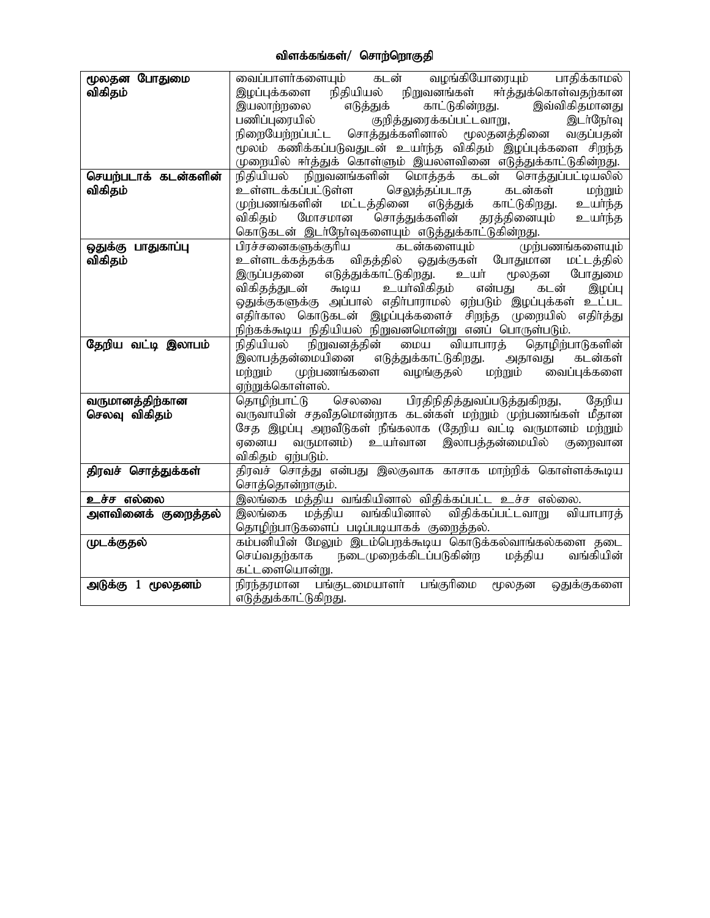## விளக்கங்கள்/ சொற்றொகுதி

| | |
|---|---|
| **மூலதன போதுமை விகிதம்** | வைப்பாளர்களையும் கடன் வழங்கியோரையும் பாதிக்காமல் இழப்புக்களை நிதியியல் நிறுவனங்கள் ஈர்த்துக்கொள்வதற்கான இயலாற்றலை எடுத்துக் காட்டுகின்றது. இவ்விகிதமானது பணிப்புரையில் குறித்துரைக்கப்பட்டவாறு, இடர்நேர்வு நிறையேற்றப்பட்ட சொத்துக்களினால் மூலதனத்தினை வகுப்பதன் மூலம் கணிக்கப்படுவதுடன் உயர்ந்த விகிதம் இழப்புக்களை சிறந்த முறையில் ஈர்த்துக் கொள்ளும் இயலளவினை எடுத்துக்காட்டுகின்றது. |
| **செயற்படாக் கடன்களின் விகிதம்** | நிதியியல் நிறுவனங்களின் மொத்தக் கடன் சொத்துப்பட்டியலில் உள்ளடக்கப்பட்டுள்ள செலுத்தப்படாத கடன்கள் மற்றும் முற்பணங்களின் மட்டத்தினை எடுத்துக் காட்டுகிறது. உயர்ந்த விகிதம் மோசமான சொத்துக்களின் தரத்தினையும் உயர்ந்த கொடுகடன் இடர்நேர்வுகளையும் எடுத்துக்காட்டுகின்றது. |
| **ஒதுக்கு பாதுகாப்பு விகிதம்** | பிரச்சனைகளுக்குரிய கடன்களையும் முற்பணங்களையும் உள்ளடக்கத்தக்க விதத்தில் ஒதுக்குகள் போதுமான மட்டத்தில் இருப்பதனை எடுத்துக்காட்டுகிறது. உயர் மூலதன போதுமை விகிதத்துடன் கூடிய உயர்விகிதம் என்பது கடன் இழப்பு ஒதுக்குகளுக்கு அப்பால் எதிர்பாராமல் ஏற்படும் இழப்புக்கள் உட்பட எதிர்கால கொடுகடன் இழப்புக்களைச் சிறந்த முறையில் எதிர்த்து நிற்கக்கூடிய நிதியியல் நிறுவனமொன்று எனப் பொருள்படும். |
| **தேறிய வட்டி இலாபம்** | நிதியியல் நிறுவனத்தின் மைய வியாபாரத் தொழிற்பாடுகளின் இலாபத்தன்மையினை எடுத்துக்காட்டுகிறது. அதாவது கடன்கள் மற்றும் முற்பணங்களை வழங்குதல் மற்றும் வைப்புக்களை ஏற்றுக்கொள்ளல். |
| **வருமானத்திற்கான செலவு விகிதம்** | தொழிற்பாட்டு செலவை பிரதிநிதித்துவப்படுத்துகிறது, தேறிய வருவாயின் சதவீதமொன்றாக கடன்கள் மற்றும் முற்பணங்கள் மீதான சேத இழப்பு அறவீடுகள் நீங்கலாக (தேறிய வட்டி வருமானம் மற்றும் ஏனைய வருமானம்) உயர்வான இலாபத்தன்மையில் குறைவான விகிதம் ஏற்படும். |
| **திரவச் சொத்துக்கள்** | திரவச் சொத்து என்பது இலகுவாக காசாக மாற்றிக் கொள்ளக்கூடிய சொத்தொன்றாகும். |
| **உச்ச எல்லை** | இலங்கை மத்திய வங்கியினால் விதிக்கப்பட்ட உச்ச எல்லை. |
| **அளவினைக் குறைத்தல்** | இலங்கை மத்திய வங்கியினால் விதிக்கப்பட்டவாறு வியாபாரத் தொழிற்பாடுகளைப் படிப்படியாகக் குறைத்தல். |
| **முடக்குதல்** | கம்பனியின் மேலும் இடம்பெறக்கூடிய கொடுக்கல்வாங்கல்களை தடை செய்வதற்காக நடைமுறைக்கிடப்படுகின்ற மத்திய வங்கியின் கட்டளையொன்று. |
| **அடுக்கு 1 மூலதனம்** | நிரந்தரமான பங்குடமையாளர் பங்குரிமை மூலதன ஒதுக்குகளை எடுத்துக்காட்டுகிறது. |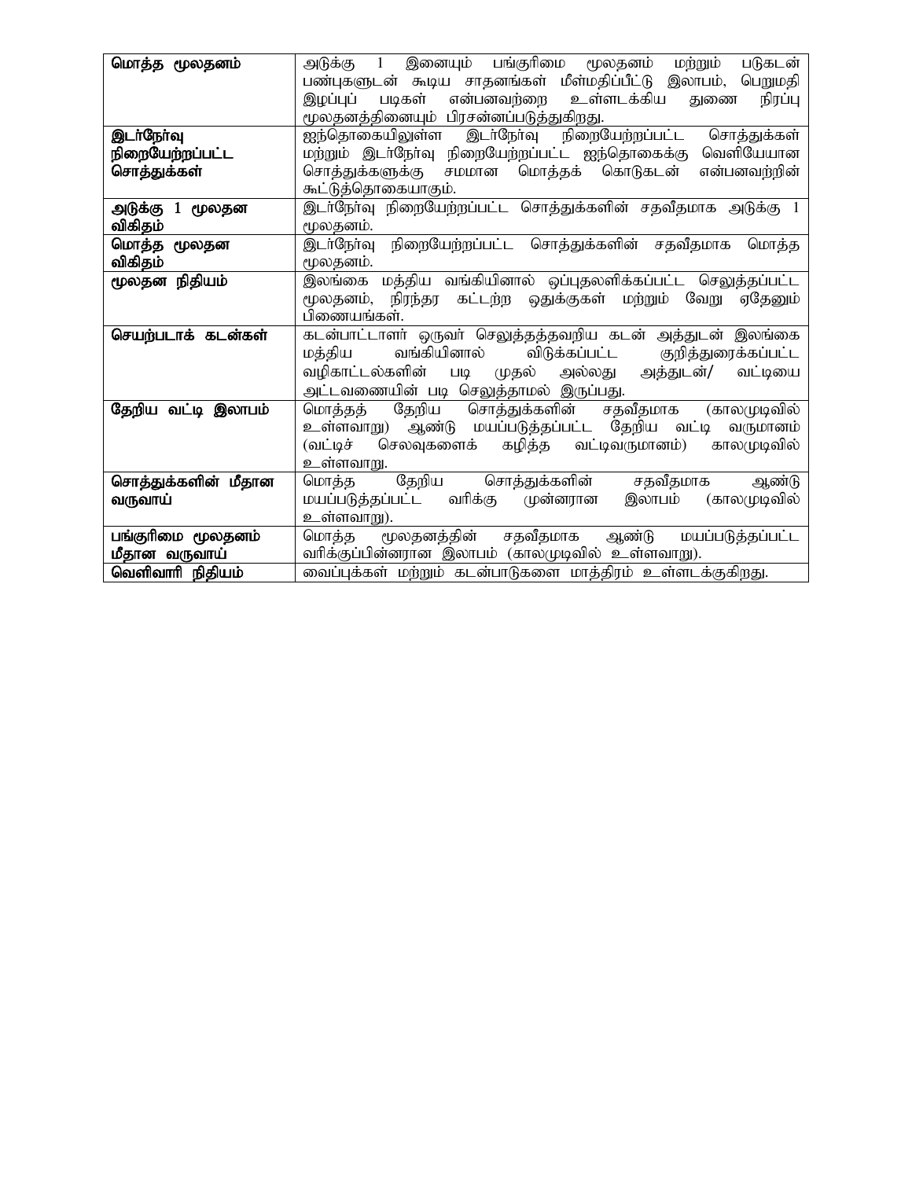| | |
|---|---|
| **மொத்த மூலதனம்** | அடுக்கு 1 இனையும் பங்குரிமை மூலதனம் மற்றும் படுகடன் பண்புகளுடன் கூடிய சாதனங்கள் மீள்மதிப்பீட்டு இலாபம், பெறுமதி இழப்புப் படிகள் என்பனவற்றை உள்ளடக்கிய துணை நிரப்பு மூலதனத்தினையும் பிரசன்னப்படுத்துகிறது. |
| **இடர்நேர்வு நிறையேற்றப்பட்ட சொத்துக்கள்** | ஐந்தொகையிலுள்ள இடர்நேர்வு நிறையேற்றப்பட்ட சொத்துக்கள் மற்றும் இடர்நேர்வு நிறையேற்றப்பட்ட ஐந்தொகைக்கு வெளியேயான சொத்துக்களுக்கு சமமான மொத்தக் கொடுகடன் என்பனவற்றின் கூட்டுத்தொகையாகும். |
| **அடுக்கு 1 மூலதன விகிதம்** | இடர்நேர்வு நிறையேற்றப்பட்ட சொத்துக்களின் சதவீதமாக அடுக்கு 1 மூலதனம். |
| **மொத்த மூலதன விகிதம்** | இடர்நேர்வு நிறையேற்றப்பட்ட சொத்துக்களின் சதவீதமாக மொத்த மூலதனம். |
| **மூலதன நிதியம்** | இலங்கை மத்திய வங்கியினால் ஒப்புதலளிக்கப்பட்ட செலுத்தப்பட்ட மூலதனம், நிரந்தர கட்டற்ற ஒதுக்குகள் மற்றும் வேறு ஏதேனும் பிணையங்கள். |
| **செயற்படாக் கடன்கள்** | கடன்பாட்டாளர் ஒருவர் செலுத்தத்தவறிய கடன் அத்துடன் இலங்கை மத்திய வங்கியினால் விடுக்கப்பட்ட குறித்துரைக்கப்பட்ட வழிகாட்டல்களின் படி முதல் அல்லது அத்துடன்/ வட்டியை அட்டவணையின் படி செலுத்தாமல் இருப்பது. |
| **தேறிய வட்டி இலாபம்** | மொத்தத் தேறிய சொத்துக்களின் சதவீதமாக (காலமுடிவில் உள்ளவாறு) ஆண்டு மயப்படுத்தப்பட்ட தேறிய வட்டி வருமானம் (வட்டிச் செலவுகளைக் கழித்த வட்டிவருமானம்) காலமுடிவில் உள்ளவாறு. |
| **சொத்துக்களின் மீதான வருவாய்** | மொத்த தேறிய சொத்துக்களின் சதவீதமாக ஆண்டு மயப்படுத்தப்பட்ட வரிக்கு முன்னரான இலாபம் (காலமுடிவில் உள்ளவாறு). |
| **பங்குரிமை மூலதனம் மீதான வருவாய்** | மொத்த மூலதனத்தின் சதவீதமாக ஆண்டு மயப்படுத்தப்பட்ட வரிக்குப்பின்னரான இலாபம் (காலமுடிவில் உள்ளவாறு). |
| **வெளிவாரி நிதியம்** | வைப்புக்கள் மற்றும் கடன்பாடுகளை மாத்திரம் உள்ளடக்குகிறது. |